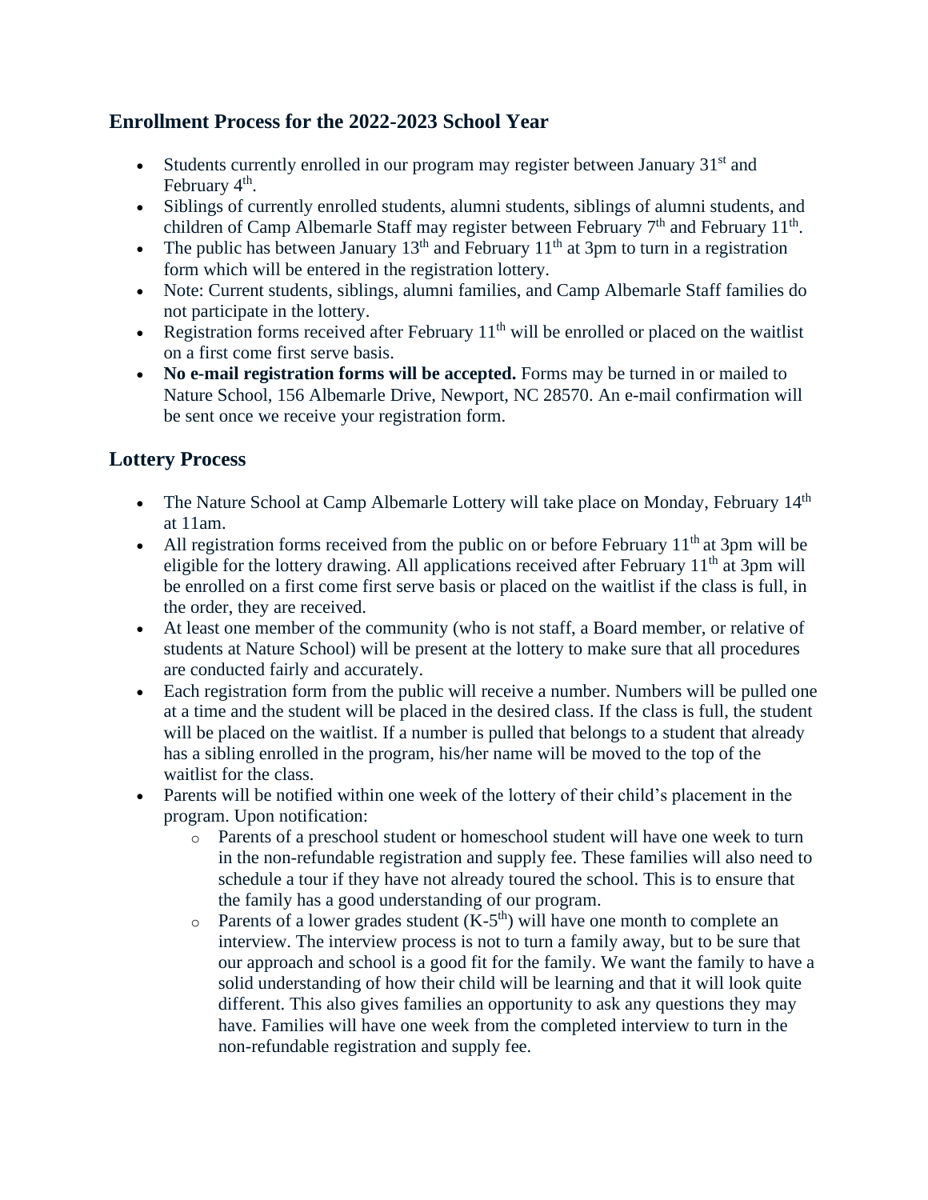## Enrollment Process for the 2022-2023 School Year

- Students currently enrolled in our program may register between January 31st and February 4th.
- Siblings of currently enrolled students, alumni students, siblings of alumni students, and children of Camp Albemarle Staff may register between February 7th and February 11th.
- The public has between January 13th and February 11th at 3pm to turn in a registration form which will be entered in the registration lottery.
- Note: Current students, siblings, alumni families, and Camp Albemarle Staff families do not participate in the lottery.
- Registration forms received after February 11th will be enrolled or placed on the waitlist on a first come first serve basis.
- **No e-mail registration forms will be accepted.** Forms may be turned in or mailed to Nature School, 156 Albemarle Drive, Newport, NC 28570. An e-mail confirmation will be sent once we receive your registration form.

## Lottery Process

- The Nature School at Camp Albemarle Lottery will take place on Monday, February 14th at 11am.
- All registration forms received from the public on or before February 11th at 3pm will be eligible for the lottery drawing. All applications received after February 11th at 3pm will be enrolled on a first come first serve basis or placed on the waitlist if the class is full, in the order, they are received.
- At least one member of the community (who is not staff, a Board member, or relative of students at Nature School) will be present at the lottery to make sure that all procedures are conducted fairly and accurately.
- Each registration form from the public will receive a number. Numbers will be pulled one at a time and the student will be placed in the desired class. If the class is full, the student will be placed on the waitlist. If a number is pulled that belongs to a student that already has a sibling enrolled in the program, his/her name will be moved to the top of the waitlist for the class.
- Parents will be notified within one week of the lottery of their child's placement in the program. Upon notification:
    - Parents of a preschool student or homeschool student will have one week to turn in the non-refundable registration and supply fee. These families will also need to schedule a tour if they have not already toured the school. This is to ensure that the family has a good understanding of our program.
    - Parents of a lower grades student (K-5th) will have one month to complete an interview. The interview process is not to turn a family away, but to be sure that our approach and school is a good fit for the family. We want the family to have a solid understanding of how their child will be learning and that it will look quite different. This also gives families an opportunity to ask any questions they may have. Families will have one week from the completed interview to turn in the non-refundable registration and supply fee.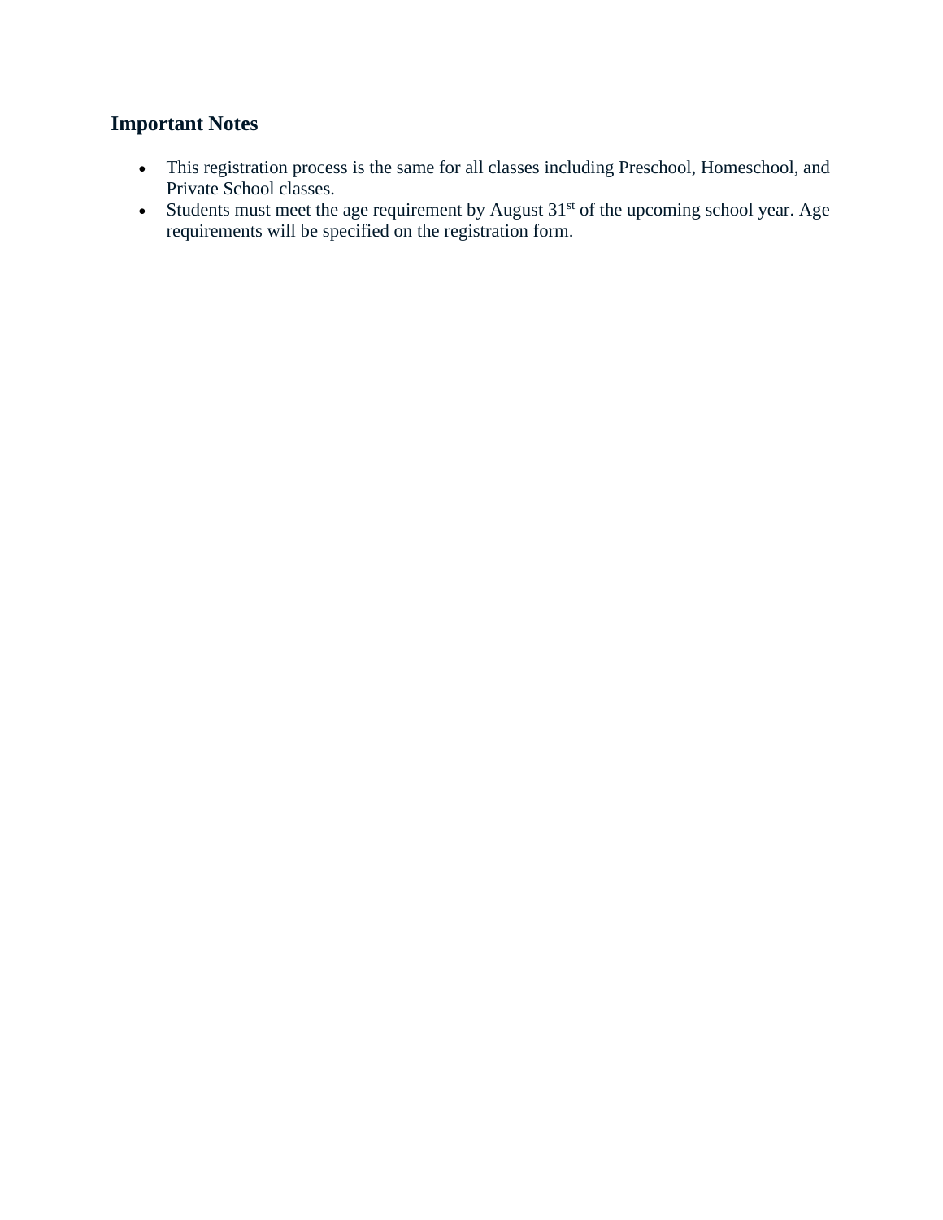## Important Notes

- This registration process is the same for all classes including Preschool, Homeschool, and Private School classes.
- Students must meet the age requirement by August 31st of the upcoming school year. Age requirements will be specified on the registration form.